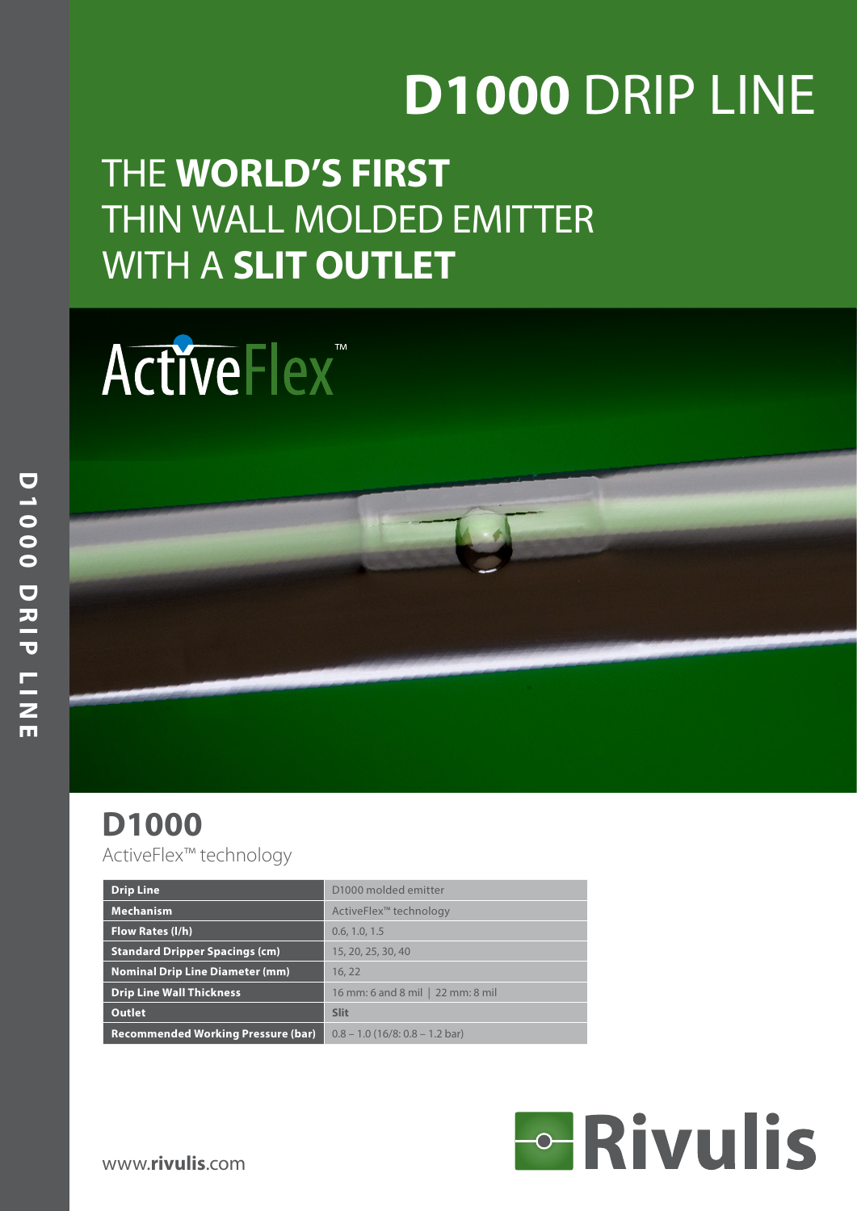# **D1000** DRIP LINE

## THE **WORLD'S FIRST** THIN WALL MOLDED EMITTER WITH A **SLIT OUTLET**

ActiveFlex™

## D1000

ActiveFlex™ technology

| | |
|---|---|
| **Drip Line** | D1000 molded emitter |
| **Mechanism** | ActiveFlex™ technology |
| **Flow Rates (l/h)** | 0.6, 1.0, 1.5 |
| **Standard Dripper Spacings (cm)** | 15, 20, 25, 30, 40 |
| **Nominal Drip Line Diameter (mm)** | 16, 22 |
| **Drip Line Wall Thickness** | 16 mm: 6 and 8 mil \| 22 mm: 8 mil |
| **Outlet** | **Slit** |
| **Recommended Working Pressure (bar)** | 0.8 – 1.0 (16/8: 0.8 – 1.2 bar) |

www.**rivulis**.com

Rivulis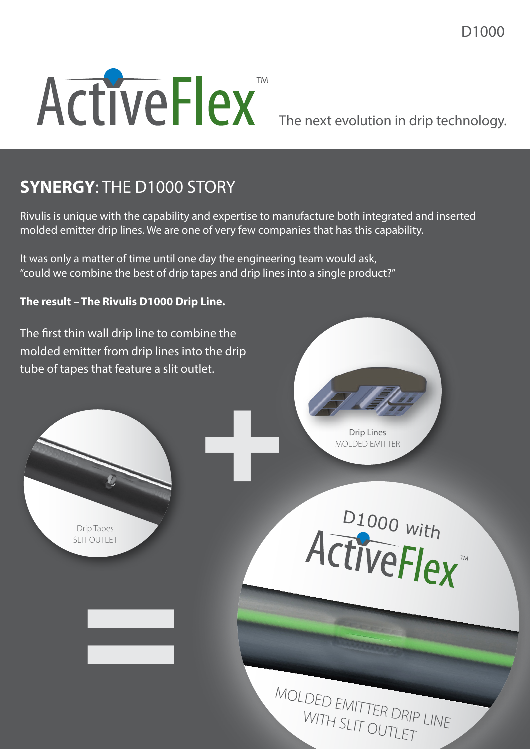# ActiveFlex™

The next evolution in drip technology.

## SYNERGY: THE D1000 STORY

Rivulis is unique with the capability and expertise to manufacture both integrated and inserted molded emitter drip lines. We are one of very few companies that has this capability.

It was only a matter of time until one day the engineering team would ask, "could we combine the best of drip tapes and drip lines into a single product?"

**The result – The Rivulis D1000 Drip Line.**

The first thin wall drip line to combine the molded emitter from drip lines into the drip tube of tapes that feature a slit outlet.

Drip Lines
MOLDED EMITTER

Drip Tapes
SLIT OUTLET

D1000 with ActiveFlex™

MOLDED EMITTER DRIP LINE WITH SLIT OUTLET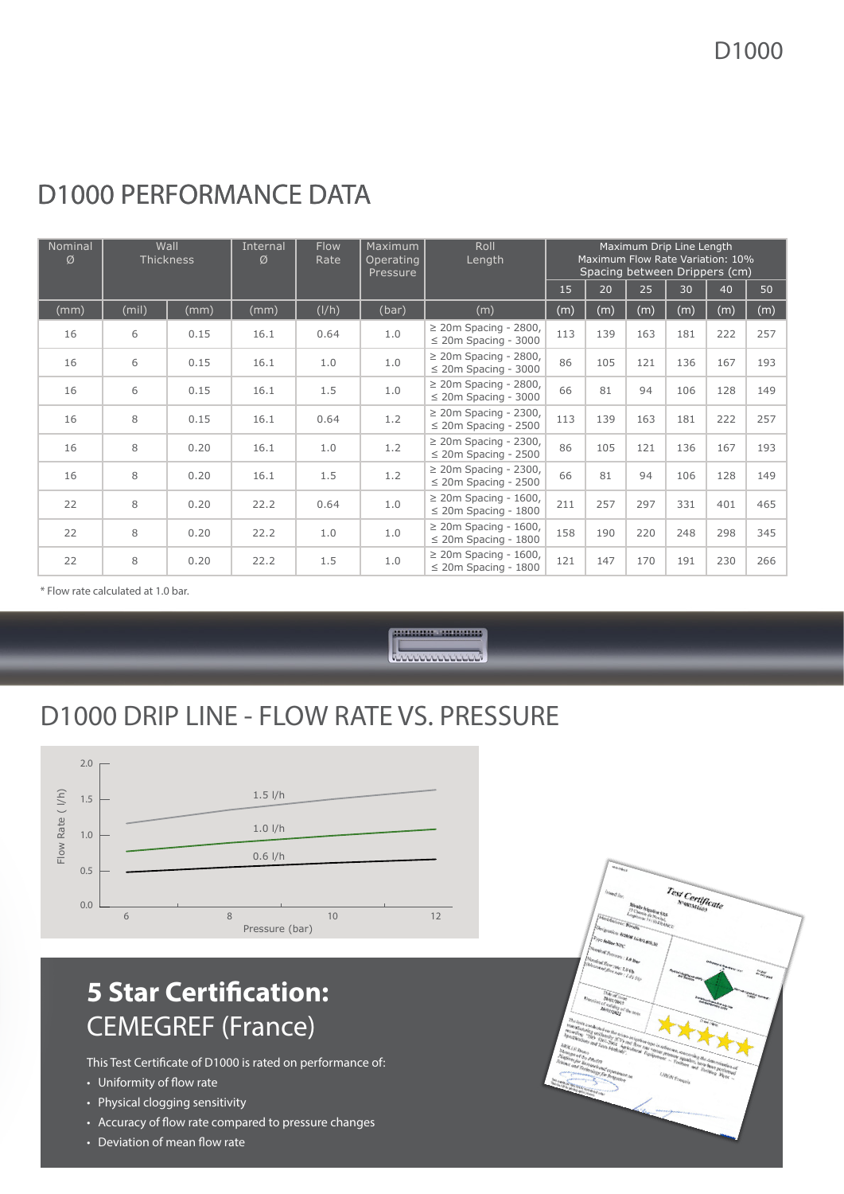# D1000 PERFORMANCE DATA

| Nominal Ø | Wall Thickness | | Internal Ø | Flow Rate | Maximum Operating Pressure | Roll Length | Maximum Drip Line Length Maximum Flow Rate Variation: 10% Spacing between Drippers (cm) | | | | | |
|---|---|---|---|---|---|---|---|---|---|---|---|---|
| | | | | | | | 15 | 20 | 25 | 30 | 40 | 50 |
| (mm) | (mil) | (mm) | (mm) | (l/h) | (bar) | (m) | (m) | (m) | (m) | (m) | (m) | (m) |
| 16 | 6 | 0.15 | 16.1 | 0.64 | 1.0 | ≥ 20m Spacing - 2800, ≤ 20m Spacing - 3000 | 113 | 139 | 163 | 181 | 222 | 257 |
| 16 | 6 | 0.15 | 16.1 | 1.0 | 1.0 | ≥ 20m Spacing - 2800, ≤ 20m Spacing - 3000 | 86 | 105 | 121 | 136 | 167 | 193 |
| 16 | 6 | 0.15 | 16.1 | 1.5 | 1.0 | ≥ 20m Spacing - 2800, ≤ 20m Spacing - 3000 | 66 | 81 | 94 | 106 | 128 | 149 |
| 16 | 8 | 0.15 | 16.1 | 0.64 | 1.2 | ≥ 20m Spacing - 2300, ≤ 20m Spacing - 2500 | 113 | 139 | 163 | 181 | 222 | 257 |
| 16 | 8 | 0.20 | 16.1 | 1.0 | 1.2 | ≥ 20m Spacing - 2300, ≤ 20m Spacing - 2500 | 86 | 105 | 121 | 136 | 167 | 193 |
| 16 | 8 | 0.20 | 16.1 | 1.5 | 1.2 | ≥ 20m Spacing - 2300, ≤ 20m Spacing - 2500 | 66 | 81 | 94 | 106 | 128 | 149 |
| 22 | 8 | 0.20 | 22.2 | 0.64 | 1.0 | ≥ 20m Spacing - 1600, ≤ 20m Spacing - 1800 | 211 | 257 | 297 | 331 | 401 | 465 |
| 22 | 8 | 0.20 | 22.2 | 1.0 | 1.0 | ≥ 20m Spacing - 1600, ≤ 20m Spacing - 1800 | 158 | 190 | 220 | 248 | 298 | 345 |
| 22 | 8 | 0.20 | 22.2 | 1.5 | 1.0 | ≥ 20m Spacing - 1600, ≤ 20m Spacing - 1800 | 121 | 147 | 170 | 191 | 230 | 266 |

* Flow rate calculated at 1.0 bar.

# D1000 DRIP LINE - FLOW RATE VS. PRESSURE

# **5 Star Certification:** CEMEGREF (France)

This Test Certificate of D1000 is rated on performance of:

- Uniformity of flow rate
- Physical clogging sensitivity
- Accuracy of flow rate compared to pressure changes
- Deviation of mean flow rate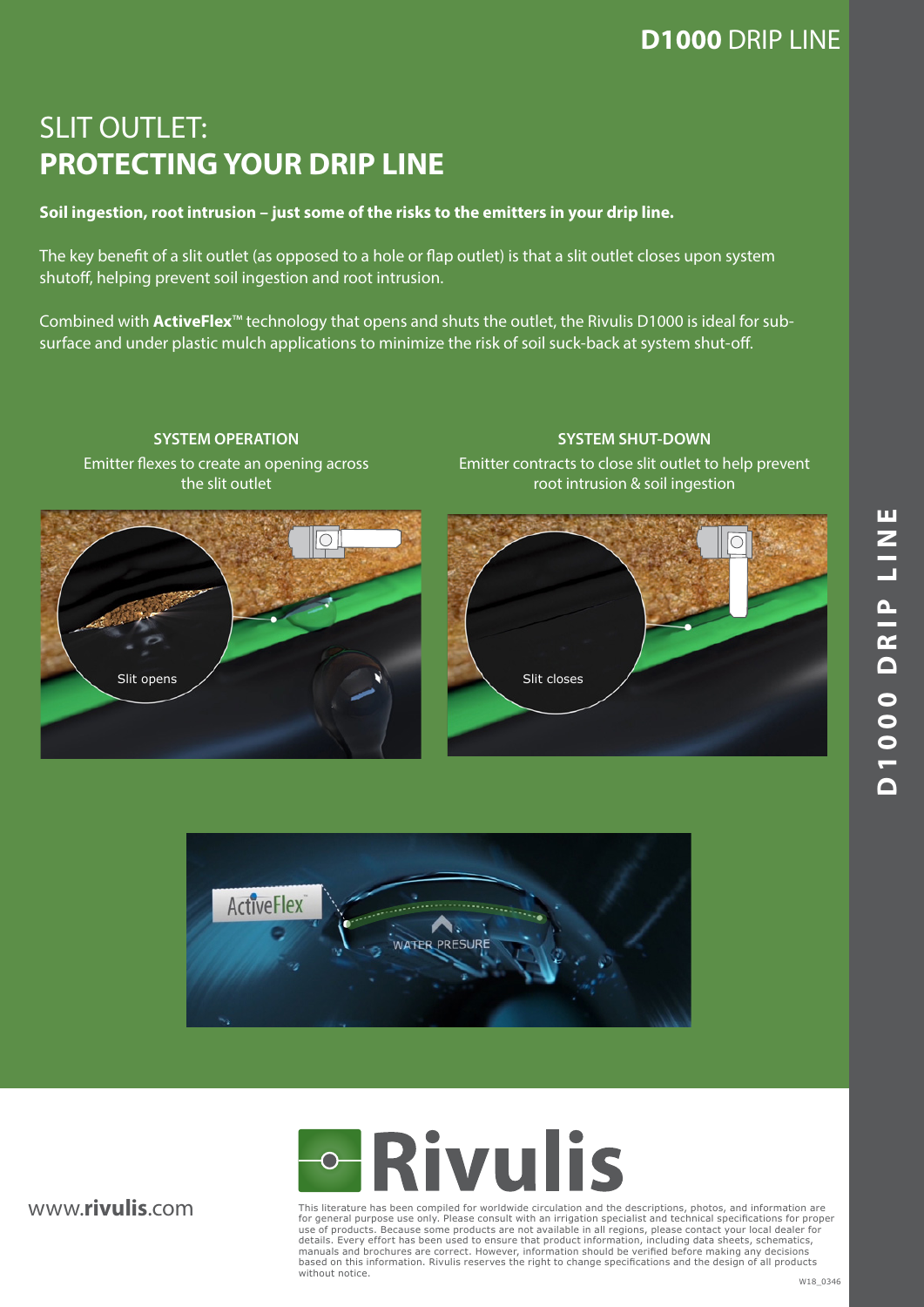# SLIT OUTLET: **PROTECTING YOUR DRIP LINE**

**Soil ingestion, root intrusion – just some of the risks to the emitters in your drip line.**

The key benefit of a slit outlet (as opposed to a hole or flap outlet) is that a slit outlet closes upon system shutoff, helping prevent soil ingestion and root intrusion.

Combined with **ActiveFlex™** technology that opens and shuts the outlet, the Rivulis D1000 is ideal for sub-surface and under plastic mulch applications to minimize the risk of soil suck-back at system shut-off.

**SYSTEM OPERATION**

Emitter flexes to create an opening across the slit outlet

Slit opens

**SYSTEM SHUT-DOWN**

Emitter contracts to close slit outlet to help prevent root intrusion & soil ingestion

Slit closes

ActiveFlex

WATER PRESURE

www.**rivulis**.com

This literature has been compiled for worldwide circulation and the descriptions, photos, and information are for general purpose use only. Please consult with an irrigation specialist and technical specifications for proper use of products. Because some products are not available in all regions, please contact your local dealer for details. Every effort has been used to ensure that product information, including data sheets, schematics, manuals and brochures are correct. However, information should be verified before making any decisions based on this information. Rivulis reserves the right to change specifications and the design of all products without notice.

W18_0346